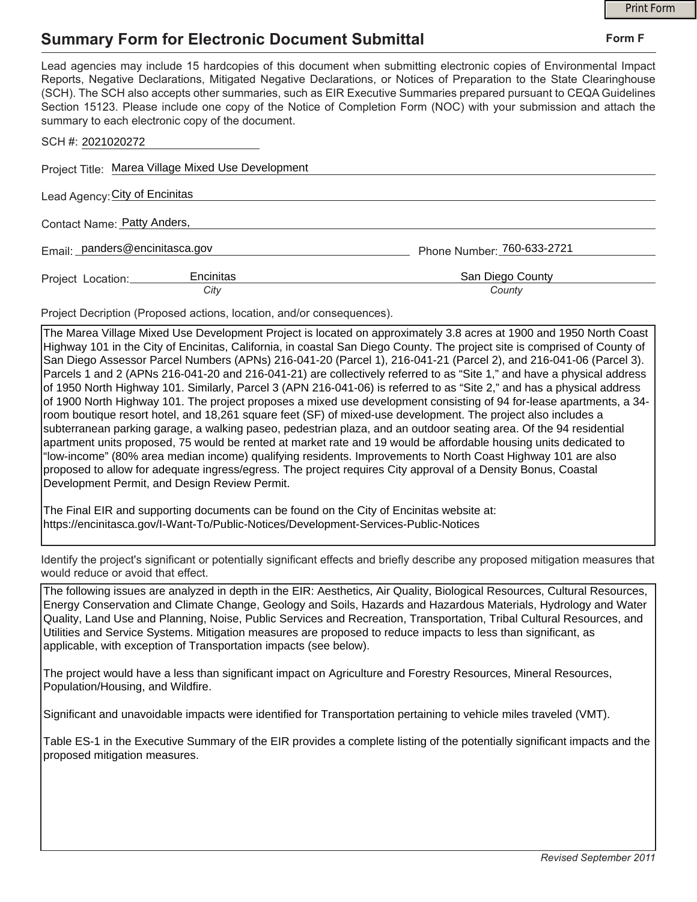# Summary Form for Electronic Document Submittal

**Form F**

Lead agencies may include 15 hardcopies of this document when submitting electronic copies of Environmental Impact Reports, Negative Declarations, Mitigated Negative Declarations, or Notices of Preparation to the State Clearinghouse (SCH). The SCH also accepts other summaries, such as EIR Executive Summaries prepared pursuant to CEQA Guidelines Section 15123. Please include one copy of the Notice of Completion Form (NOC) with your submission and attach the summary to each electronic copy of the document.

SCH #: 2021020272

Project Title: Marea Village Mixed Use Development

Lead Agency: City of Encinitas

Contact Name: Patty Anders,

Email: panders@encinitasca.gov

Phone Number: 760-633-2721

Project Location: Encinitas (*City*) San Diego County (*County*)

Project Decription (Proposed actions, location, and/or consequences).

The Marea Village Mixed Use Development Project is located on approximately 3.8 acres at 1900 and 1950 North Coast Highway 101 in the City of Encinitas, California, in coastal San Diego County. The project site is comprised of County of San Diego Assessor Parcel Numbers (APNs) 216-041-20 (Parcel 1), 216-041-21 (Parcel 2), and 216-041-06 (Parcel 3). Parcels 1 and 2 (APNs 216-041-20 and 216-041-21) are collectively referred to as “Site 1,” and have a physical address of 1950 North Highway 101. Similarly, Parcel 3 (APN 216-041-06) is referred to as “Site 2,” and has a physical address of 1900 North Highway 101. The project proposes a mixed use development consisting of 94 for-lease apartments, a 34-room boutique resort hotel, and 18,261 square feet (SF) of mixed-use development. The project also includes a subterranean parking garage, a walking paseo, pedestrian plaza, and an outdoor seating area. Of the 94 residential apartment units proposed, 75 would be rented at market rate and 19 would be affordable housing units dedicated to “low-income” (80% area median income) qualifying residents. Improvements to North Coast Highway 101 are also proposed to allow for adequate ingress/egress. The project requires City approval of a Density Bonus, Coastal Development Permit, and Design Review Permit.

The Final EIR and supporting documents can be found on the City of Encinitas website at: https://encinitasca.gov/I-Want-To/Public-Notices/Development-Services-Public-Notices

Identify the project's significant or potentially significant effects and briefly describe any proposed mitigation measures that would reduce or avoid that effect.

The following issues are analyzed in depth in the EIR: Aesthetics, Air Quality, Biological Resources, Cultural Resources, Energy Conservation and Climate Change, Geology and Soils, Hazards and Hazardous Materials, Hydrology and Water Quality, Land Use and Planning, Noise, Public Services and Recreation, Transportation, Tribal Cultural Resources, and Utilities and Service Systems. Mitigation measures are proposed to reduce impacts to less than significant, as applicable, with exception of Transportation impacts (see below).

The project would have a less than significant impact on Agriculture and Forestry Resources, Mineral Resources, Population/Housing, and Wildfire.

Significant and unavoidable impacts were identified for Transportation pertaining to vehicle miles traveled (VMT).

Table ES-1 in the Executive Summary of the EIR provides a complete listing of the potentially significant impacts and the proposed mitigation measures.

*Revised September 2011*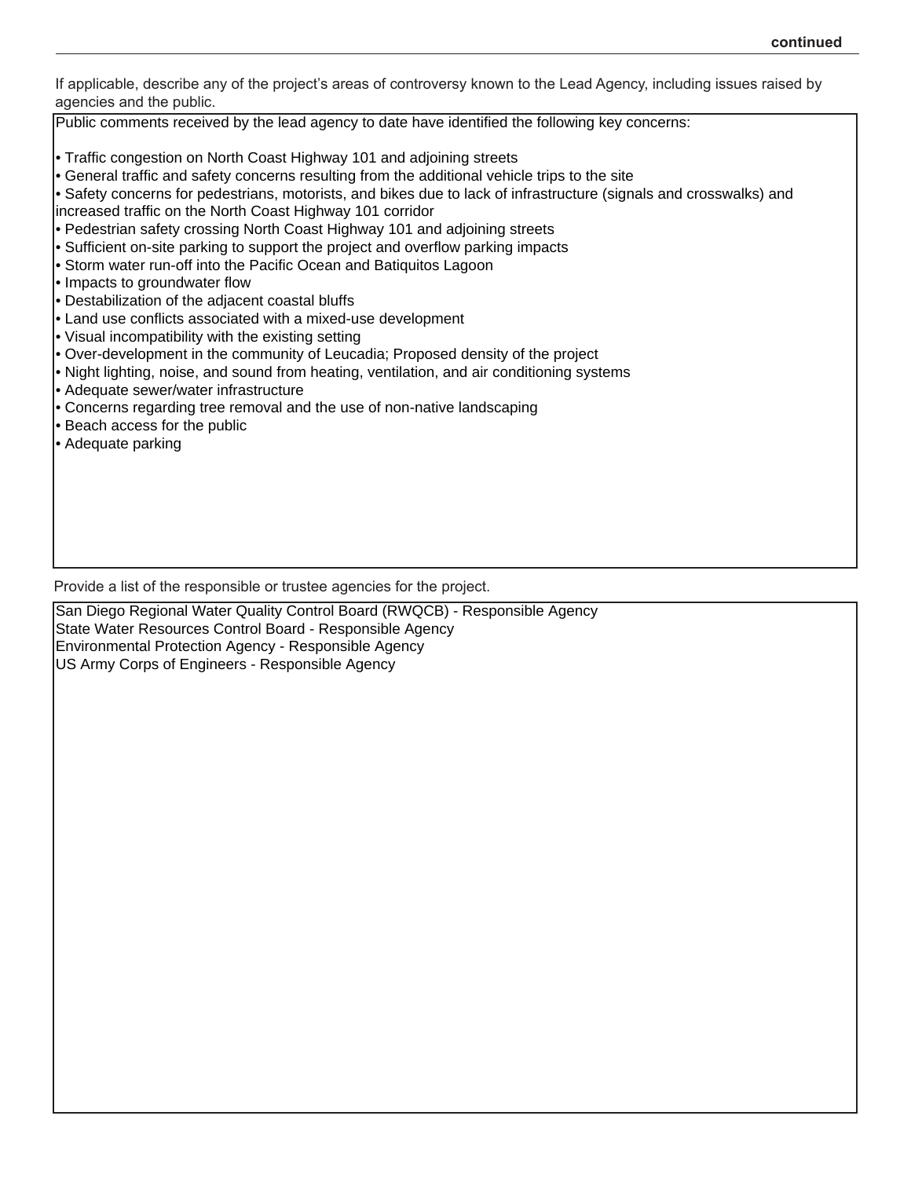If applicable, describe any of the project's areas of controversy known to the Lead Agency, including issues raised by agencies and the public.

Public comments received by the lead agency to date have identified the following key concerns:

- Traffic congestion on North Coast Highway 101 and adjoining streets
- General traffic and safety concerns resulting from the additional vehicle trips to the site
- Safety concerns for pedestrians, motorists, and bikes due to lack of infrastructure (signals and crosswalks) and increased traffic on the North Coast Highway 101 corridor
- Pedestrian safety crossing North Coast Highway 101 and adjoining streets
- Sufficient on-site parking to support the project and overflow parking impacts
- Storm water run-off into the Pacific Ocean and Batiquitos Lagoon
- Impacts to groundwater flow
- Destabilization of the adjacent coastal bluffs
- Land use conflicts associated with a mixed-use development
- Visual incompatibility with the existing setting
- Over-development in the community of Leucadia; Proposed density of the project
- Night lighting, noise, and sound from heating, ventilation, and air conditioning systems
- Adequate sewer/water infrastructure
- Concerns regarding tree removal and the use of non-native landscaping
- Beach access for the public
- Adequate parking

Provide a list of the responsible or trustee agencies for the project.

San Diego Regional Water Quality Control Board (RWQCB) - Responsible Agency
State Water Resources Control Board - Responsible Agency
Environmental Protection Agency - Responsible Agency
US Army Corps of Engineers - Responsible Agency